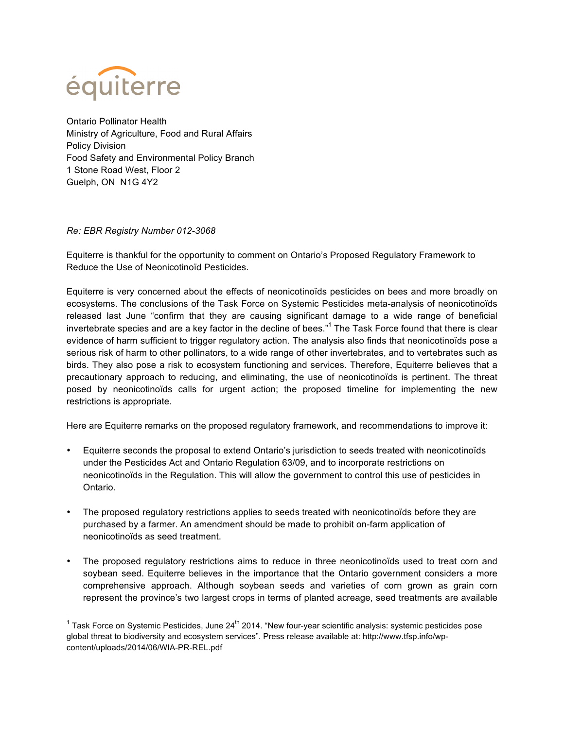équiterre

Ontario Pollinator Health
Ministry of Agriculture, Food and Rural Affairs
Policy Division
Food Safety and Environmental Policy Branch
1 Stone Road West, Floor 2
Guelph, ON N1G 4Y2

*Re: EBR Registry Number 012-3068*

Equiterre is thankful for the opportunity to comment on Ontario's Proposed Regulatory Framework to Reduce the Use of Neonicotinoïd Pesticides.

Equiterre is very concerned about the effects of neonicotinoïds pesticides on bees and more broadly on ecosystems. The conclusions of the Task Force on Systemic Pesticides meta-analysis of neonicotinoïds released last June "confirm that they are causing significant damage to a wide range of beneficial invertebrate species and are a key factor in the decline of bees."[1] The Task Force found that there is clear evidence of harm sufficient to trigger regulatory action. The analysis also finds that neonicotinoïds pose a serious risk of harm to other pollinators, to a wide range of other invertebrates, and to vertebrates such as birds. They also pose a risk to ecosystem functioning and services. Therefore, Equiterre believes that a precautionary approach to reducing, and eliminating, the use of neonicotinoïds is pertinent. The threat posed by neonicotinoïds calls for urgent action; the proposed timeline for implementing the new restrictions is appropriate.

Here are Equiterre remarks on the proposed regulatory framework, and recommendations to improve it:

- Equiterre seconds the proposal to extend Ontario's jurisdiction to seeds treated with neonicotinoïds under the Pesticides Act and Ontario Regulation 63/09, and to incorporate restrictions on neonicotinoïds in the Regulation. This will allow the government to control this use of pesticides in Ontario.

- The proposed regulatory restrictions applies to seeds treated with neonicotinoïds before they are purchased by a farmer. An amendment should be made to prohibit on-farm application of neonicotinoïds as seed treatment.

- The proposed regulatory restrictions aims to reduce in three neonicotinoïds used to treat corn and soybean seed. Equiterre believes in the importance that the Ontario government considers a more comprehensive approach. Although soybean seeds and varieties of corn grown as grain corn represent the province's two largest crops in terms of planted acreage, seed treatments are available

[1] Task Force on Systemic Pesticides, June 24th 2014. "New four-year scientific analysis: systemic pesticides pose global threat to biodiversity and ecosystem services". Press release available at: http://www.tfsp.info/wp-content/uploads/2014/06/WIA-PR-REL.pdf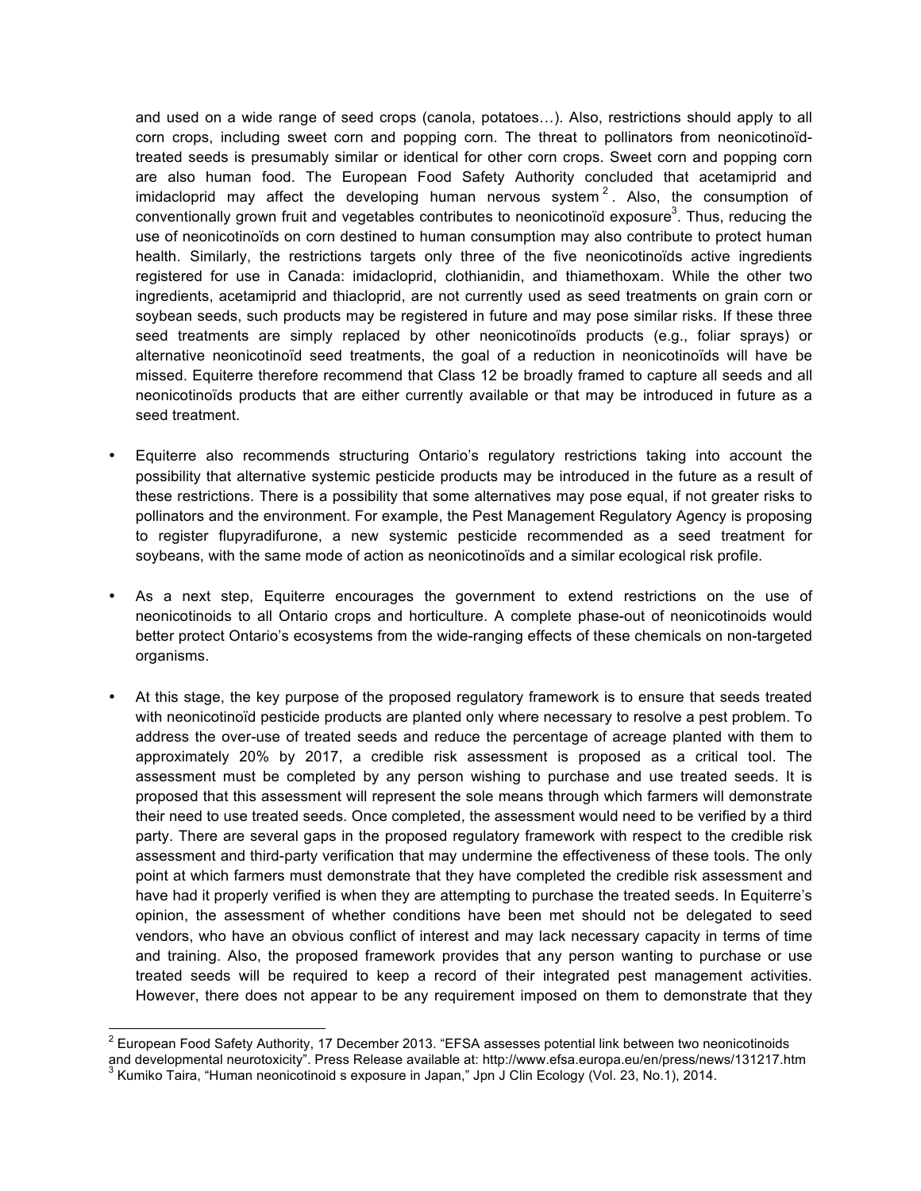and used on a wide range of seed crops (canola, potatoes…). Also, restrictions should apply to all corn crops, including sweet corn and popping corn. The threat to pollinators from neonicotinoïd-treated seeds is presumably similar or identical for other corn crops. Sweet corn and popping corn are also human food. The European Food Safety Authority concluded that acetamiprid and imidacloprid may affect the developing human nervous system[2]. Also, the consumption of conventionally grown fruit and vegetables contributes to neonicotinoïd exposure[3]. Thus, reducing the use of neonicotinoïds on corn destined to human consumption may also contribute to protect human health. Similarly, the restrictions targets only three of the five neonicotinoïds active ingredients registered for use in Canada: imidacloprid, clothianidin, and thiamethoxam. While the other two ingredients, acetamiprid and thiacloprid, are not currently used as seed treatments on grain corn or soybean seeds, such products may be registered in future and may pose similar risks. If these three seed treatments are simply replaced by other neonicotinoïds products (e.g., foliar sprays) or alternative neonicotinoïd seed treatments, the goal of a reduction in neonicotinoïds will have be missed. Equiterre therefore recommend that Class 12 be broadly framed to capture all seeds and all neonicotinoïds products that are either currently available or that may be introduced in future as a seed treatment.

- Equiterre also recommends structuring Ontario's regulatory restrictions taking into account the possibility that alternative systemic pesticide products may be introduced in the future as a result of these restrictions. There is a possibility that some alternatives may pose equal, if not greater risks to pollinators and the environment. For example, the Pest Management Regulatory Agency is proposing to register flupyradifurone, a new systemic pesticide recommended as a seed treatment for soybeans, with the same mode of action as neonicotinoïds and a similar ecological risk profile.

- As a next step, Equiterre encourages the government to extend restrictions on the use of neonicotinoids to all Ontario crops and horticulture. A complete phase-out of neonicotinoids would better protect Ontario's ecosystems from the wide-ranging effects of these chemicals on non-targeted organisms.

- At this stage, the key purpose of the proposed regulatory framework is to ensure that seeds treated with neonicotinoïd pesticide products are planted only where necessary to resolve a pest problem. To address the over-use of treated seeds and reduce the percentage of acreage planted with them to approximately 20% by 2017, a credible risk assessment is proposed as a critical tool. The assessment must be completed by any person wishing to purchase and use treated seeds. It is proposed that this assessment will represent the sole means through which farmers will demonstrate their need to use treated seeds. Once completed, the assessment would need to be verified by a third party. There are several gaps in the proposed regulatory framework with respect to the credible risk assessment and third-party verification that may undermine the effectiveness of these tools. The only point at which farmers must demonstrate that they have completed the credible risk assessment and have had it properly verified is when they are attempting to purchase the treated seeds. In Equiterre's opinion, the assessment of whether conditions have been met should not be delegated to seed vendors, who have an obvious conflict of interest and may lack necessary capacity in terms of time and training. Also, the proposed framework provides that any person wanting to purchase or use treated seeds will be required to keep a record of their integrated pest management activities. However, there does not appear to be any requirement imposed on them to demonstrate that they

---

[2] European Food Safety Authority, 17 December 2013. "EFSA assesses potential link between two neonicotinoids and developmental neurotoxicity". Press Release available at: http://www.efsa.europa.eu/en/press/news/131217.htm

[3] Kumiko Taira, "Human neonicotinoid s exposure in Japan," Jpn J Clin Ecology (Vol. 23, No.1), 2014.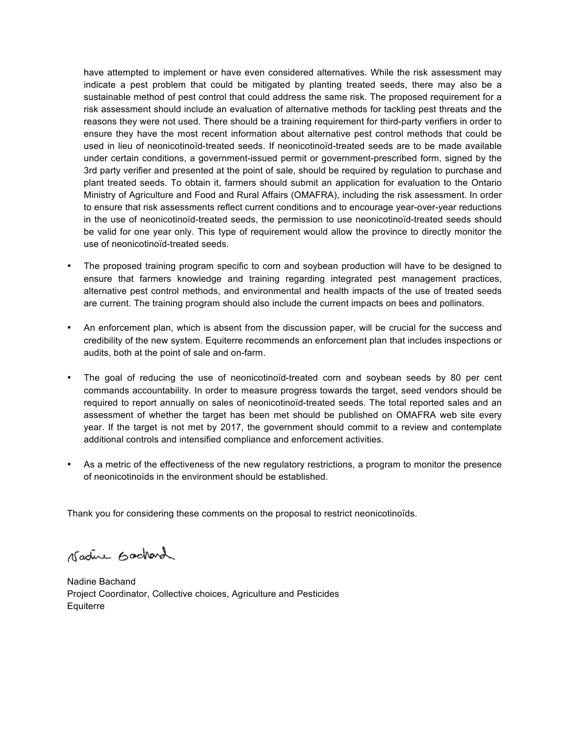have attempted to implement or have even considered alternatives. While the risk assessment may indicate a pest problem that could be mitigated by planting treated seeds, there may also be a sustainable method of pest control that could address the same risk. The proposed requirement for a risk assessment should include an evaluation of alternative methods for tackling pest threats and the reasons they were not used. There should be a training requirement for third-party verifiers in order to ensure they have the most recent information about alternative pest control methods that could be used in lieu of neonicotinoïd-treated seeds. If neonicotinoïd-treated seeds are to be made available under certain conditions, a government-issued permit or government-prescribed form, signed by the 3rd party verifier and presented at the point of sale, should be required by regulation to purchase and plant treated seeds. To obtain it, farmers should submit an application for evaluation to the Ontario Ministry of Agriculture and Food and Rural Affairs (OMAFRA), including the risk assessment. In order to ensure that risk assessments reflect current conditions and to encourage year-over-year reductions in the use of neonicotinoïd-treated seeds, the permission to use neonicotinoïd-treated seeds should be valid for one year only. This type of requirement would allow the province to directly monitor the use of neonicotinoïd-treated seeds.

- The proposed training program specific to corn and soybean production will have to be designed to ensure that farmers knowledge and training regarding integrated pest management practices, alternative pest control methods, and environmental and health impacts of the use of treated seeds are current. The training program should also include the current impacts on bees and pollinators.

- An enforcement plan, which is absent from the discussion paper, will be crucial for the success and credibility of the new system. Equiterre recommends an enforcement plan that includes inspections or audits, both at the point of sale and on-farm.

- The goal of reducing the use of neonicotinoïd-treated corn and soybean seeds by 80 per cent commands accountability. In order to measure progress towards the target, seed vendors should be required to report annually on sales of neonicotinoïd-treated seeds. The total reported sales and an assessment of whether the target has been met should be published on OMAFRA web site every year. If the target is not met by 2017, the government should commit to a review and contemplate additional controls and intensified compliance and enforcement activities.

- As a metric of the effectiveness of the new regulatory restrictions, a program to monitor the presence of neonicotinoïds in the environment should be established.

Thank you for considering these comments on the proposal to restrict neonicotinoïds.

Nadine Bachand

Nadine Bachand
Project Coordinator, Collective choices, Agriculture and Pesticides
Equiterre